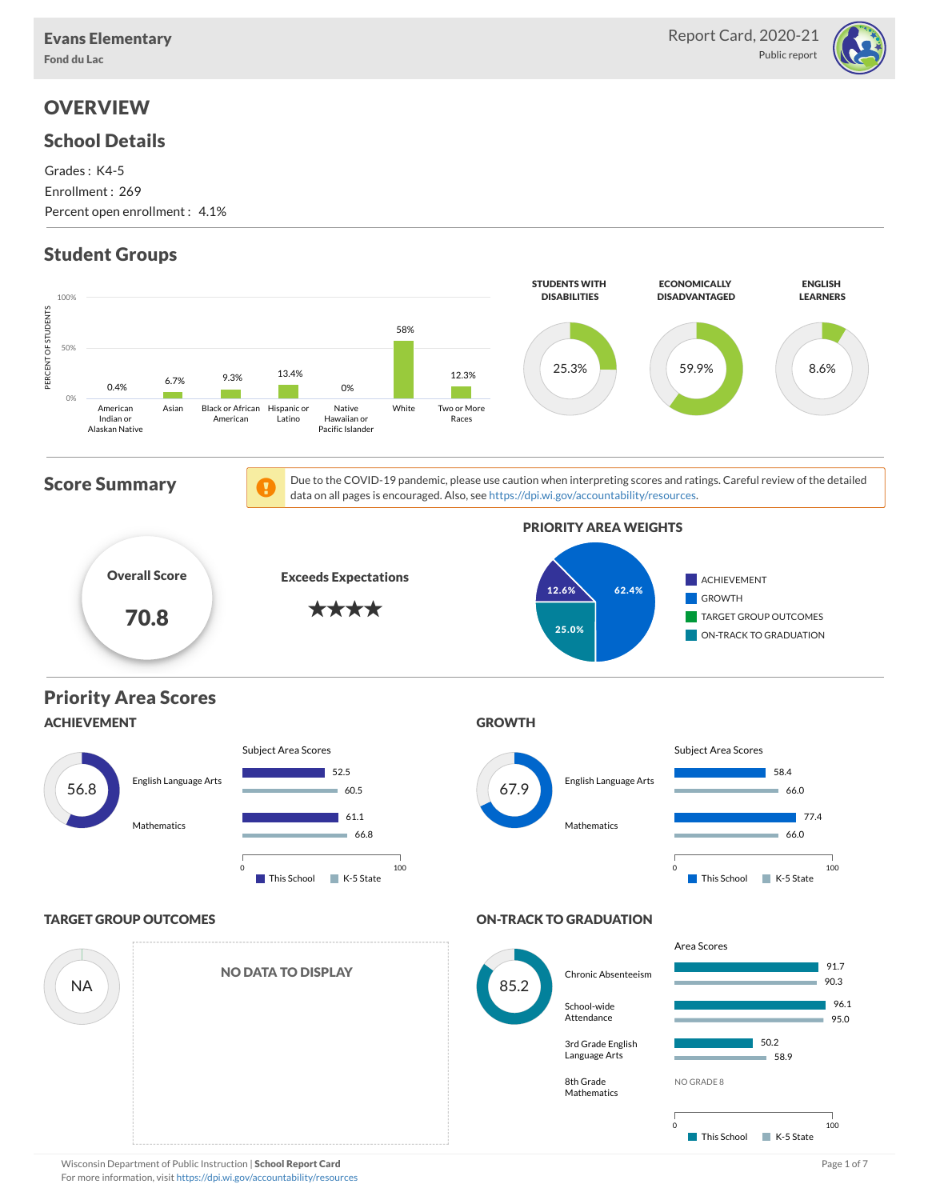**Evans Elementary**
Fond du Lac

Report Card, 2020-21
Public report

# OVERVIEW

## School Details

Grades : K4-5
Enrollment : 269
Percent open enrollment : 4.1%

## Student Groups

| Group | Percent of Students |
|---|---|
| American Indian or Alaskan Native | 0.4% |
| Asian | 6.7% |
| Black or African American | 9.3% |
| Hispanic or Latino | 13.4% |
| Native Hawaiian or Pacific Islander | 0% |
| White | 58% |
| Two or More Races | 12.3% |

| Students with Disabilities | Economically Disadvantaged | English Learners |
|---|---|---|
| 25.3% | 59.9% | 8.6% |

## Score Summary

Due to the COVID-19 pandemic, please use caution when interpreting scores and ratings. Careful review of the detailed data on all pages is encouraged. Also, see https://dpi.wi.gov/accountability/resources.

**Overall Score**
**70.8**

**Exceeds Expectations**
★★★★

### PRIORITY AREA WEIGHTS

| Priority Area | Weight |
|---|---|
| Achievement | 12.6% |
| Growth | 62.4% |
| Target Group Outcomes | |
| On-Track to Graduation | 25.0% |

## Priority Area Scores

### ACHIEVEMENT

Score: 56.8

Subject Area Scores

| Subject | This School | K-5 State |
|---|---|---|
| English Language Arts | 52.5 | 60.5 |
| Mathematics | 61.1 | 66.8 |

### GROWTH

Score: 67.9

Subject Area Scores

| Subject | This School | K-5 State |
|---|---|---|
| English Language Arts | 58.4 | 66.0 |
| Mathematics | 77.4 | 66.0 |

### TARGET GROUP OUTCOMES

Score: NA

NO DATA TO DISPLAY

### ON-TRACK TO GRADUATION

Score: 85.2

Area Scores

| Area | This School | K-5 State |
|---|---|---|
| Chronic Absenteeism | 91.7 | 90.3 |
| School-wide Attendance | 96.1 | 95.0 |
| 3rd Grade English Language Arts | 50.2 | 58.9 |
| 8th Grade Mathematics | NO GRADE 8 | |

Wisconsin Department of Public Instruction | **School Report Card**
For more information, visit https://dpi.wi.gov/accountability/resources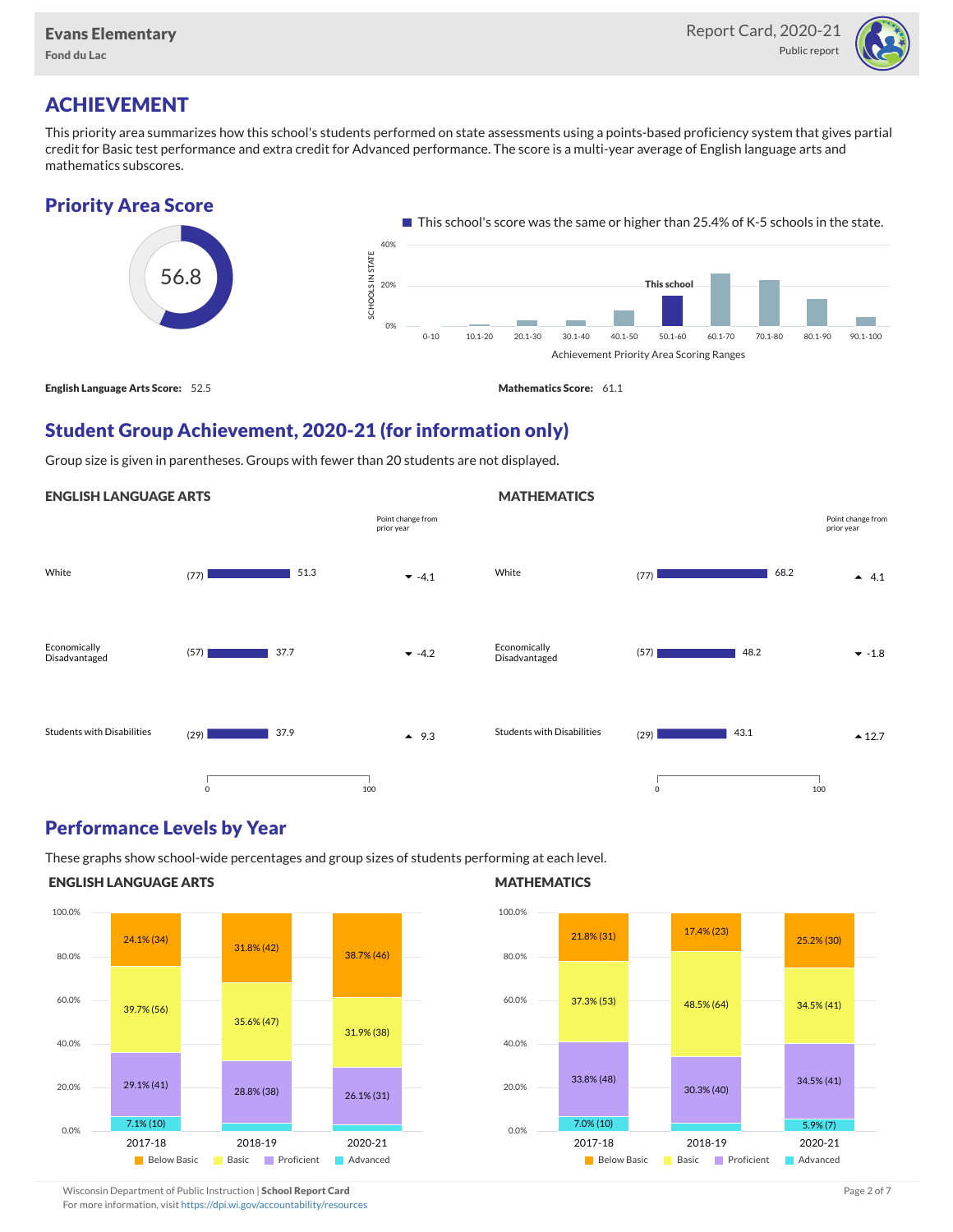## ACHIEVEMENT

This priority area summarizes how this school's students performed on state assessments using a points-based proficiency system that gives partial credit for Basic test performance and extra credit for Advanced performance. The score is a multi-year average of English language arts and mathematics subscores.

### Priority Area Score

56.8

This school's score was the same or higher than 25.4% of K-5 schools in the state.

**English Language Arts Score:** 52.5

**Mathematics Score:** 61.1

### Student Group Achievement, 2020-21 (for information only)

Group size is given in parentheses. Groups with fewer than 20 students are not displayed.

#### ENGLISH LANGUAGE ARTS

| Group | Size | Score | Point change from prior year |
|---|---|---|---|
| White | (77) | 51.3 | -4.1 |
| Economically Disadvantaged | (57) | 37.7 | -4.2 |
| Students with Disabilities | (29) | 37.9 | 9.3 |

#### MATHEMATICS

| Group | Size | Score | Point change from prior year |
|---|---|---|---|
| White | (77) | 68.2 | 4.1 |
| Economically Disadvantaged | (57) | 48.2 | -1.8 |
| Students with Disabilities | (29) | 43.1 | 12.7 |

### Performance Levels by Year

These graphs show school-wide percentages and group sizes of students performing at each level.

#### ENGLISH LANGUAGE ARTS

| Level | 2017-18 | 2018-19 | 2020-21 |
|---|---|---|---|
| Below Basic | 24.1% (34) | 31.8% (42) | 38.7% (46) |
| Basic | 39.7% (56) | 35.6% (47) | 31.9% (38) |
| Proficient | 29.1% (41) | 28.8% (38) | 26.1% (31) |
| Advanced | 7.1% (10) | | |

#### MATHEMATICS

| Level | 2017-18 | 2018-19 | 2020-21 |
|---|---|---|---|
| Below Basic | 21.8% (31) | 17.4% (23) | 25.2% (30) |
| Basic | 37.3% (53) | 48.5% (64) | 34.5% (41) |
| Proficient | 33.8% (48) | 30.3% (40) | 34.5% (41) |
| Advanced | 7.0% (10) | | 5.9% (7) |

Wisconsin Department of Public Instruction | **School Report Card**
For more information, visit https://dpi.wi.gov/accountability/resources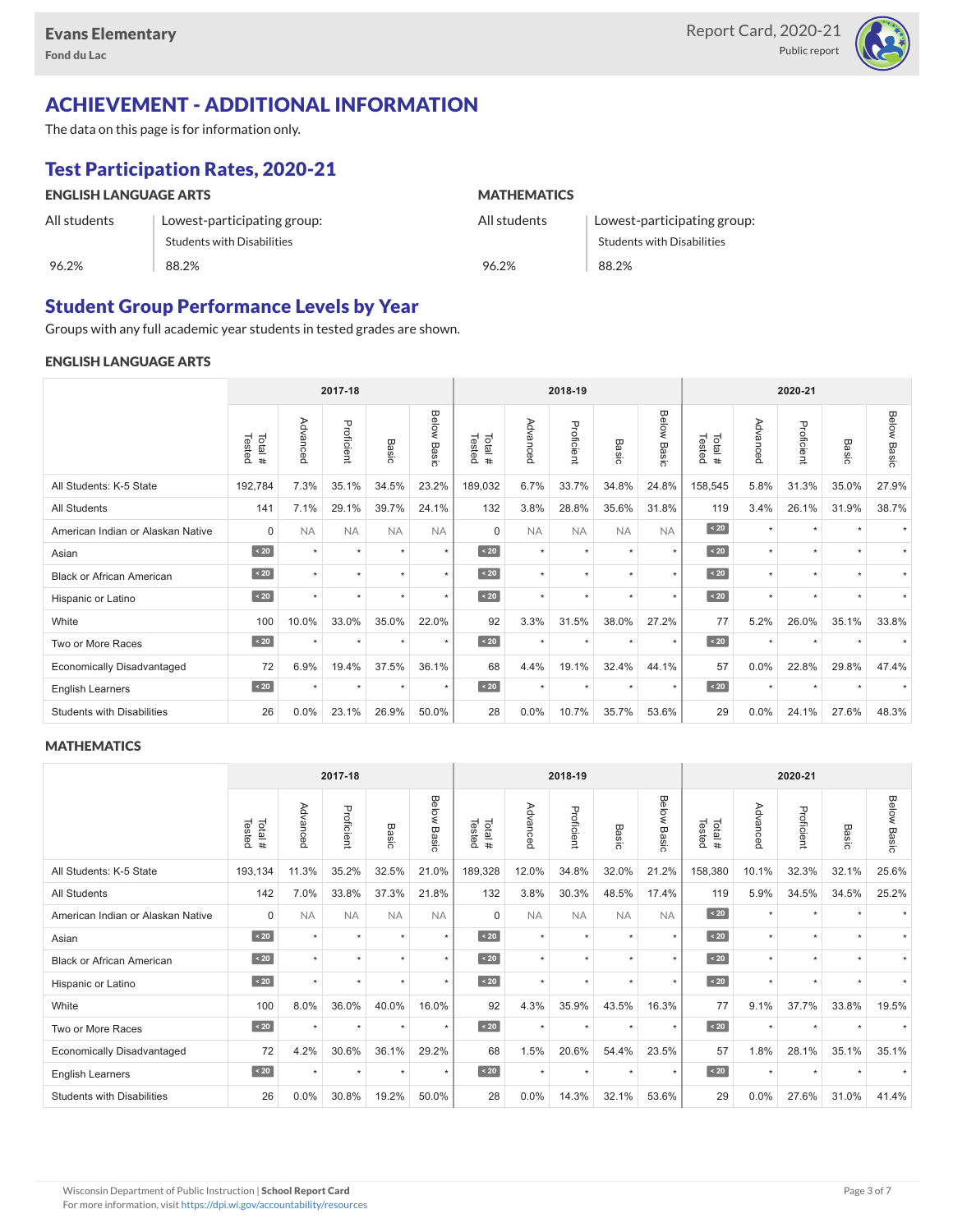# ACHIEVEMENT - ADDITIONAL INFORMATION

The data on this page is for information only.

## Test Participation Rates, 2020-21

### ENGLISH LANGUAGE ARTS

| All students | Lowest-participating group: Students with Disabilities |
|---|---|
| 96.2% | 88.2% |

### MATHEMATICS

| All students | Lowest-participating group: Students with Disabilities |
|---|---|
| 96.2% | 88.2% |

## Student Group Performance Levels by Year

Groups with any full academic year students in tested grades are shown.

### ENGLISH LANGUAGE ARTS

| | 2017-18 | | | | | 2018-19 | | | | | 2020-21 | | | | |
|---|---|---|---|---|---|---|---|---|---|---|---|---|---|---|---|
| | Total # Tested | Advanced | Proficient | Basic | Below Basic | Total # Tested | Advanced | Proficient | Basic | Below Basic | Total # Tested | Advanced | Proficient | Basic | Below Basic |
| All Students: K-5 State | 192,784 | 7.3% | 35.1% | 34.5% | 23.2% | 189,032 | 6.7% | 33.7% | 34.8% | 24.8% | 158,545 | 5.8% | 31.3% | 35.0% | 27.9% |
| All Students | 141 | 7.1% | 29.1% | 39.7% | 24.1% | 132 | 3.8% | 28.8% | 35.6% | 31.8% | 119 | 3.4% | 26.1% | 31.9% | 38.7% |
| American Indian or Alaskan Native | 0 | NA | NA | NA | NA | 0 | NA | NA | NA | NA | < 20 | * | * | * | * |
| Asian | < 20 | * | * | * | * | < 20 | * | * | * | * | < 20 | * | * | * | * |
| Black or African American | < 20 | * | * | * | * | < 20 | * | * | * | * | < 20 | * | * | * | * |
| Hispanic or Latino | < 20 | * | * | * | * | < 20 | * | * | * | * | < 20 | * | * | * | * |
| White | 100 | 10.0% | 33.0% | 35.0% | 22.0% | 92 | 3.3% | 31.5% | 38.0% | 27.2% | 77 | 5.2% | 26.0% | 35.1% | 33.8% |
| Two or More Races | < 20 | * | * | * | * | < 20 | * | * | * | * | < 20 | * | * | * | * |
| Economically Disadvantaged | 72 | 6.9% | 19.4% | 37.5% | 36.1% | 68 | 4.4% | 19.1% | 32.4% | 44.1% | 57 | 0.0% | 22.8% | 29.8% | 47.4% |
| English Learners | < 20 | * | * | * | * | < 20 | * | * | * | * | < 20 | * | * | * | * |
| Students with Disabilities | 26 | 0.0% | 23.1% | 26.9% | 50.0% | 28 | 0.0% | 10.7% | 35.7% | 53.6% | 29 | 0.0% | 24.1% | 27.6% | 48.3% |

### MATHEMATICS

| | 2017-18 | | | | | 2018-19 | | | | | 2020-21 | | | | |
|---|---|---|---|---|---|---|---|---|---|---|---|---|---|---|---|
| | Total # Tested | Advanced | Proficient | Basic | Below Basic | Total # Tested | Advanced | Proficient | Basic | Below Basic | Total # Tested | Advanced | Proficient | Basic | Below Basic |
| All Students: K-5 State | 193,134 | 11.3% | 35.2% | 32.5% | 21.0% | 189,328 | 12.0% | 34.8% | 32.0% | 21.2% | 158,380 | 10.1% | 32.3% | 32.1% | 25.6% |
| All Students | 142 | 7.0% | 33.8% | 37.3% | 21.8% | 132 | 3.8% | 30.3% | 48.5% | 17.4% | 119 | 5.9% | 34.5% | 34.5% | 25.2% |
| American Indian or Alaskan Native | 0 | NA | NA | NA | NA | 0 | NA | NA | NA | NA | < 20 | * | * | * | * |
| Asian | < 20 | * | * | * | * | < 20 | * | * | * | * | < 20 | * | * | * | * |
| Black or African American | < 20 | * | * | * | * | < 20 | * | * | * | * | < 20 | * | * | * | * |
| Hispanic or Latino | < 20 | * | * | * | * | < 20 | * | * | * | * | < 20 | * | * | * | * |
| White | 100 | 8.0% | 36.0% | 40.0% | 16.0% | 92 | 4.3% | 35.9% | 43.5% | 16.3% | 77 | 9.1% | 37.7% | 33.8% | 19.5% |
| Two or More Races | < 20 | * | * | * | * | < 20 | * | * | * | * | < 20 | * | * | * | * |
| Economically Disadvantaged | 72 | 4.2% | 30.6% | 36.1% | 29.2% | 68 | 1.5% | 20.6% | 54.4% | 23.5% | 57 | 1.8% | 28.1% | 35.1% | 35.1% |
| English Learners | < 20 | * | * | * | * | < 20 | * | * | * | * | < 20 | * | * | * | * |
| Students with Disabilities | 26 | 0.0% | 30.8% | 19.2% | 50.0% | 28 | 0.0% | 14.3% | 32.1% | 53.6% | 29 | 0.0% | 27.6% | 31.0% | 41.4% |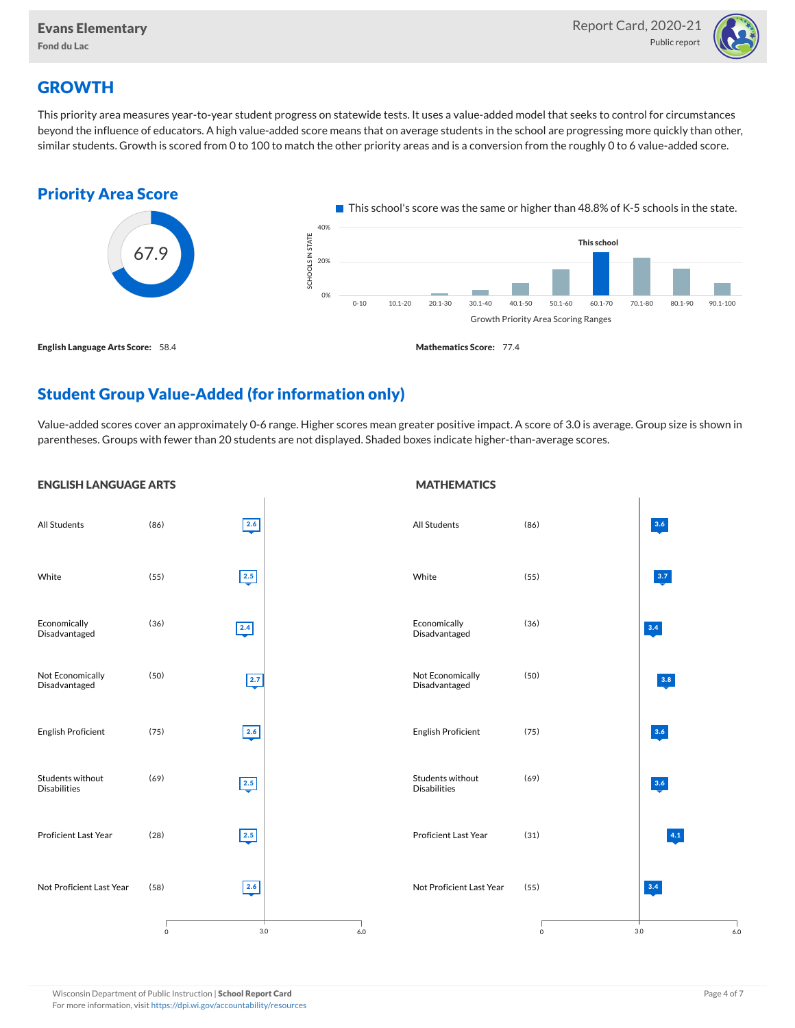## GROWTH

This priority area measures year-to-year student progress on statewide tests. It uses a value-added model that seeks to control for circumstances beyond the influence of educators. A high value-added score means that on average students in the school are progressing more quickly than other, similar students. Growth is scored from 0 to 100 to match the other priority areas and is a conversion from the roughly 0 to 6 value-added score.

### Priority Area Score

67.9

This school's score was the same or higher than 48.8% of K-5 schools in the state.

Growth Priority Area Scoring Ranges: 0-10, 10.1-20, 20.1-30, 30.1-40, 40.1-50, 50.1-60, 60.1-70 (This school), 70.1-80, 80.1-90, 90.1-100

**English Language Arts Score:** 58.4

**Mathematics Score:** 77.4

## Student Group Value-Added (for information only)

Value-added scores cover an approximately 0-6 range. Higher scores mean greater positive impact. A score of 3.0 is average. Group size is shown in parentheses. Groups with fewer than 20 students are not displayed. Shaded boxes indicate higher-than-average scores.

### ENGLISH LANGUAGE ARTS

| Group | Size | Value-Added |
|---|---|---|
| All Students | (86) | 2.6 |
| White | (55) | 2.5 |
| Economically Disadvantaged | (36) | 2.4 |
| Not Economically Disadvantaged | (50) | 2.7 |
| English Proficient | (75) | 2.6 |
| Students without Disabilities | (69) | 2.5 |
| Proficient Last Year | (28) | 2.5 |
| Not Proficient Last Year | (58) | 2.6 |

### MATHEMATICS

| Group | Size | Value-Added |
|---|---|---|
| All Students | (86) | 3.6 |
| White | (55) | 3.7 |
| Economically Disadvantaged | (36) | 3.4 |
| Not Economically Disadvantaged | (50) | 3.8 |
| English Proficient | (75) | 3.6 |
| Students without Disabilities | (69) | 3.6 |
| Proficient Last Year | (31) | 4.1 |
| Not Proficient Last Year | (55) | 3.4 |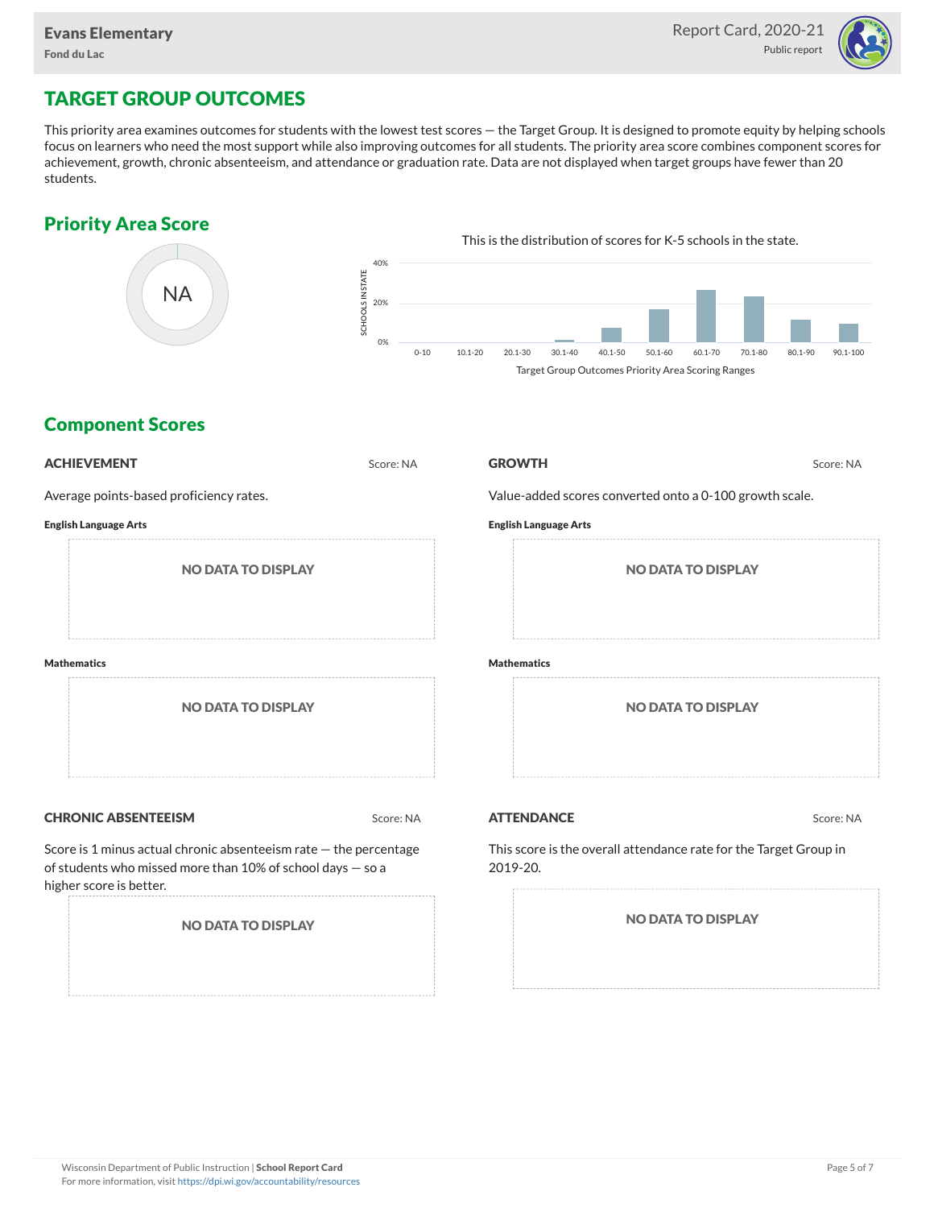# TARGET GROUP OUTCOMES

This priority area examines outcomes for students with the lowest test scores — the Target Group. It is designed to promote equity by helping schools focus on learners who need the most support while also improving outcomes for all students. The priority area score combines component scores for achievement, growth, chronic absenteeism, and attendance or graduation rate. Data are not displayed when target groups have fewer than 20 students.

## Priority Area Score

NA

This is the distribution of scores for K-5 schools in the state.

Target Group Outcomes Priority Area Scoring Ranges

## Component Scores

### ACHIEVEMENT

Score: NA

Average points-based proficiency rates.

**English Language Arts**

NO DATA TO DISPLAY

**Mathematics**

NO DATA TO DISPLAY

### GROWTH

Score: NA

Value-added scores converted onto a 0-100 growth scale.

**English Language Arts**

NO DATA TO DISPLAY

**Mathematics**

NO DATA TO DISPLAY

### CHRONIC ABSENTEEISM

Score: NA

Score is 1 minus actual chronic absenteeism rate — the percentage of students who missed more than 10% of school days — so a higher score is better.

NO DATA TO DISPLAY

### ATTENDANCE

Score: NA

This score is the overall attendance rate for the Target Group in 2019-20.

NO DATA TO DISPLAY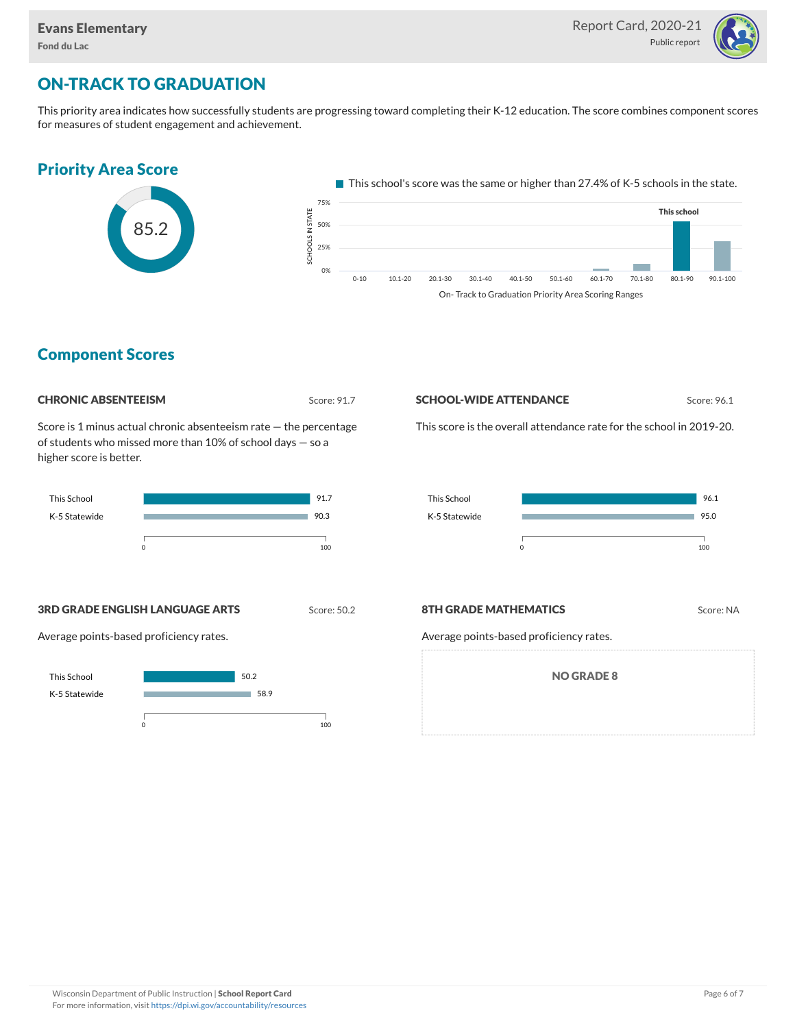## ON-TRACK TO GRADUATION

This priority area indicates how successfully students are progressing toward completing their K-12 education. The score combines component scores for measures of student engagement and achievement.

### Priority Area Score

85.2

This school's score was the same or higher than 27.4% of K-5 schools in the state.

On- Track to Graduation Priority Area Scoring Ranges

### Component Scores

#### CHRONIC ABSENTEEISM

Score: 91.7

Score is 1 minus actual chronic absenteeism rate — the percentage of students who missed more than 10% of school days — so a higher score is better.

| | |
|---|---|
| This School | 91.7 |
| K-5 Statewide | 90.3 |

#### SCHOOL-WIDE ATTENDANCE

Score: 96.1

This score is the overall attendance rate for the school in 2019-20.

| | |
|---|---|
| This School | 96.1 |
| K-5 Statewide | 95.0 |

#### 3RD GRADE ENGLISH LANGUAGE ARTS

Score: 50.2

Average points-based proficiency rates.

| | |
|---|---|
| This School | 50.2 |
| K-5 Statewide | 58.9 |

#### 8TH GRADE MATHEMATICS

Score: NA

Average points-based proficiency rates.

NO GRADE 8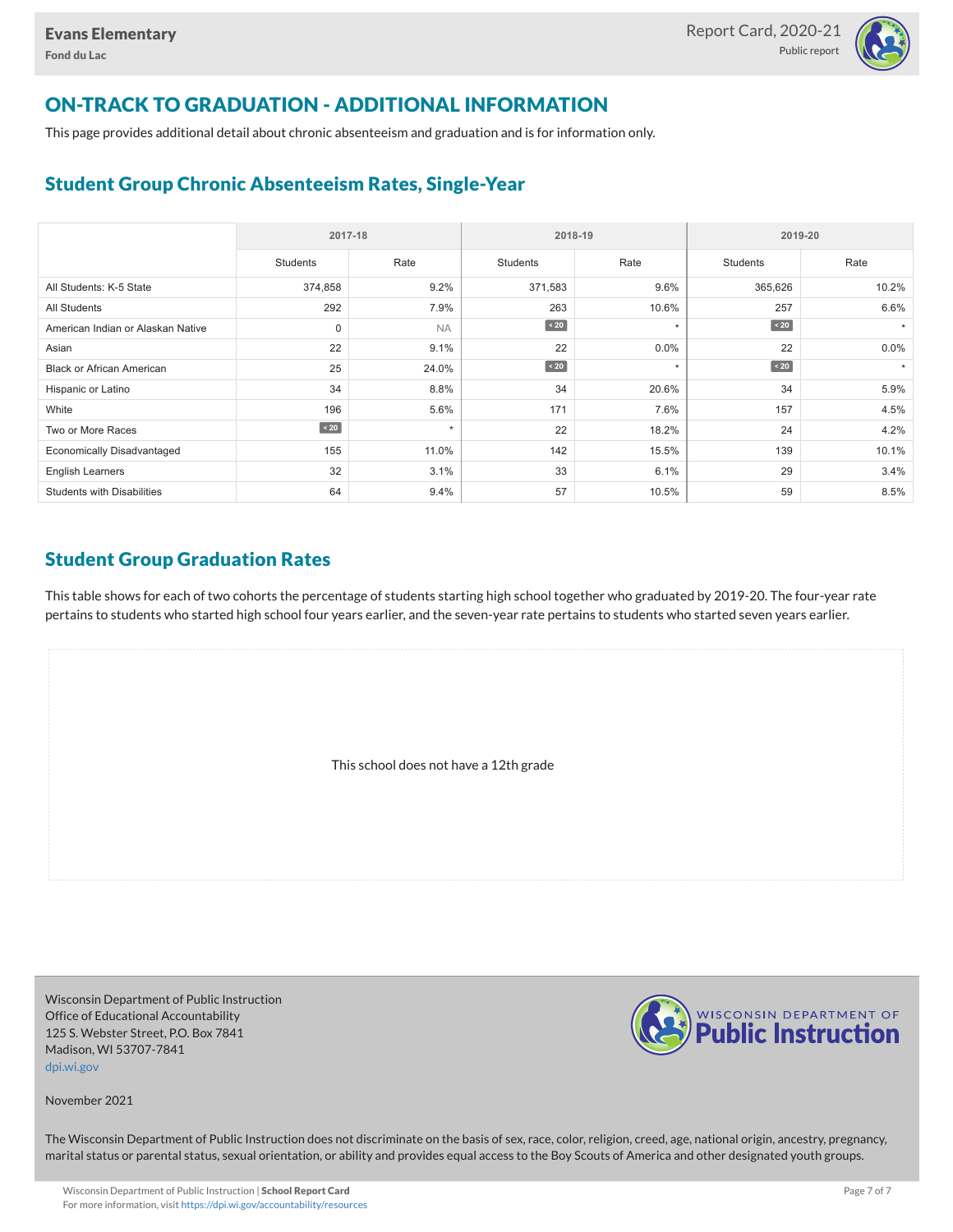## ON-TRACK TO GRADUATION - ADDITIONAL INFORMATION

This page provides additional detail about chronic absenteeism and graduation and is for information only.

### Student Group Chronic Absenteeism Rates, Single-Year

| | 2017-18 | | 2018-19 | | 2019-20 | |
|---|---|---|---|---|---|---|
| | Students | Rate | Students | Rate | Students | Rate |
| All Students: K-5 State | 374,858 | 9.2% | 371,583 | 9.6% | 365,626 | 10.2% |
| All Students | 292 | 7.9% | 263 | 10.6% | 257 | 6.6% |
| American Indian or Alaskan Native | 0 | NA | < 20 | * | < 20 | * |
| Asian | 22 | 9.1% | 22 | 0.0% | 22 | 0.0% |
| Black or African American | 25 | 24.0% | < 20 | * | < 20 | * |
| Hispanic or Latino | 34 | 8.8% | 34 | 20.6% | 34 | 5.9% |
| White | 196 | 5.6% | 171 | 7.6% | 157 | 4.5% |
| Two or More Races | < 20 | * | 22 | 18.2% | 24 | 4.2% |
| Economically Disadvantaged | 155 | 11.0% | 142 | 15.5% | 139 | 10.1% |
| English Learners | 32 | 3.1% | 33 | 6.1% | 29 | 3.4% |
| Students with Disabilities | 64 | 9.4% | 57 | 10.5% | 59 | 8.5% |

### Student Group Graduation Rates

This table shows for each of two cohorts the percentage of students starting high school together who graduated by 2019-20. The four-year rate pertains to students who started high school four years earlier, and the seven-year rate pertains to students who started seven years earlier.

This school does not have a 12th grade

Wisconsin Department of Public Instruction
Office of Educational Accountability
125 S. Webster Street, P.O. Box 7841
Madison, WI 53707-7841
dpi.wi.gov

November 2021

The Wisconsin Department of Public Instruction does not discriminate on the basis of sex, race, color, religion, creed, age, national origin, ancestry, pregnancy, marital status or parental status, sexual orientation, or ability and provides equal access to the Boy Scouts of America and other designated youth groups.